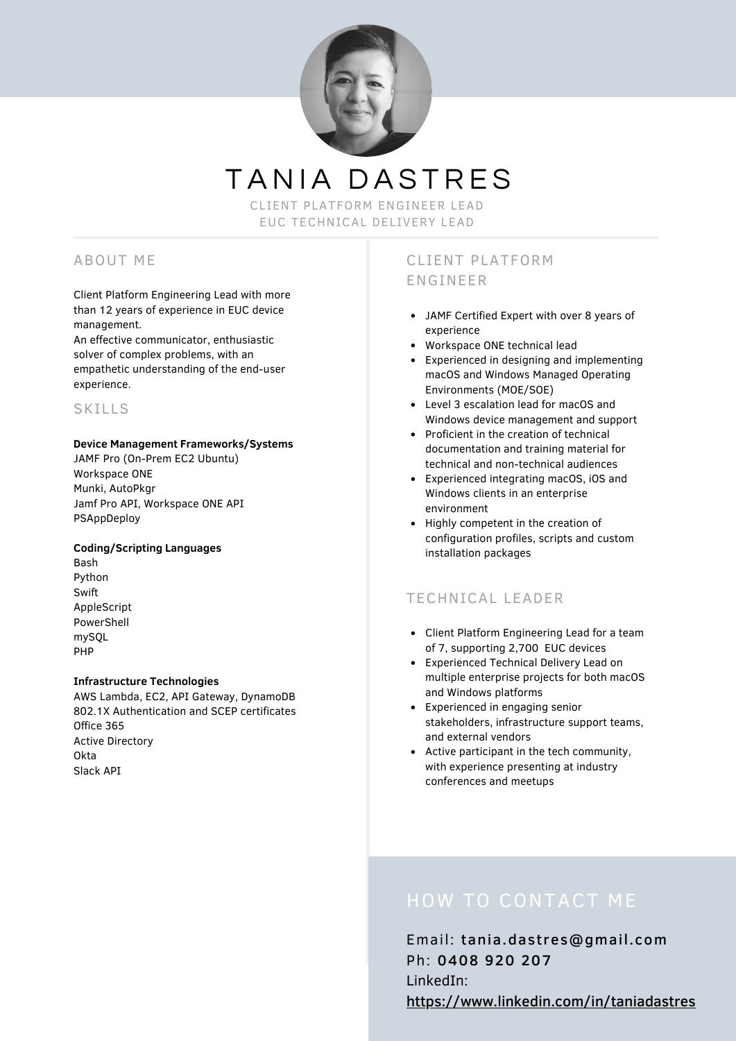# TANIA DASTRES

CLIENT PLATFORM ENGINEER LEAD
EUC TECHNICAL DELIVERY LEAD

## ABOUT ME

Client Platform Engineering Lead with more than 12 years of experience in EUC device management.
An effective communicator, enthusiastic solver of complex problems, with an empathetic understanding of the end-user experience.

## SKILLS

**Device Management Frameworks/Systems**
JAMF Pro (On-Prem EC2 Ubuntu)
Workspace ONE
Munki, AutoPkgr
Jamf Pro API, Workspace ONE API
PSAppDeploy

**Coding/Scripting Languages**
Bash
Python
Swift
AppleScript
PowerShell
mySQL
PHP

**Infrastructure Technologies**
AWS Lambda, EC2, API Gateway, DynamoDB
802.1X Authentication and SCEP certificates
Office 365
Active Directory
Okta
Slack API

## CLIENT PLATFORM ENGINEER

- JAMF Certified Expert with over 8 years of experience
- Workspace ONE technical lead
- Experienced in designing and implementing macOS and Windows Managed Operating Environments (MOE/SOE)
- Level 3 escalation lead for macOS and Windows device management and support
- Proficient in the creation of technical documentation and training material for technical and non-technical audiences
- Experienced integrating macOS, iOS and Windows clients in an enterprise environment
- Highly competent in the creation of configuration profiles, scripts and custom installation packages

## TECHNICAL LEADER

- Client Platform Engineering Lead for a team of 7, supporting 2,700 EUC devices
- Experienced Technical Delivery Lead on multiple enterprise projects for both macOS and Windows platforms
- Experienced in engaging senior stakeholders, infrastructure support teams, and external vendors
- Active participant in the tech community, with experience presenting at industry conferences and meetups

## HOW TO CONTACT ME

Email: tania.dastres@gmail.com
Ph: 0408 920 207
LinkedIn:
https://www.linkedin.com/in/taniadastres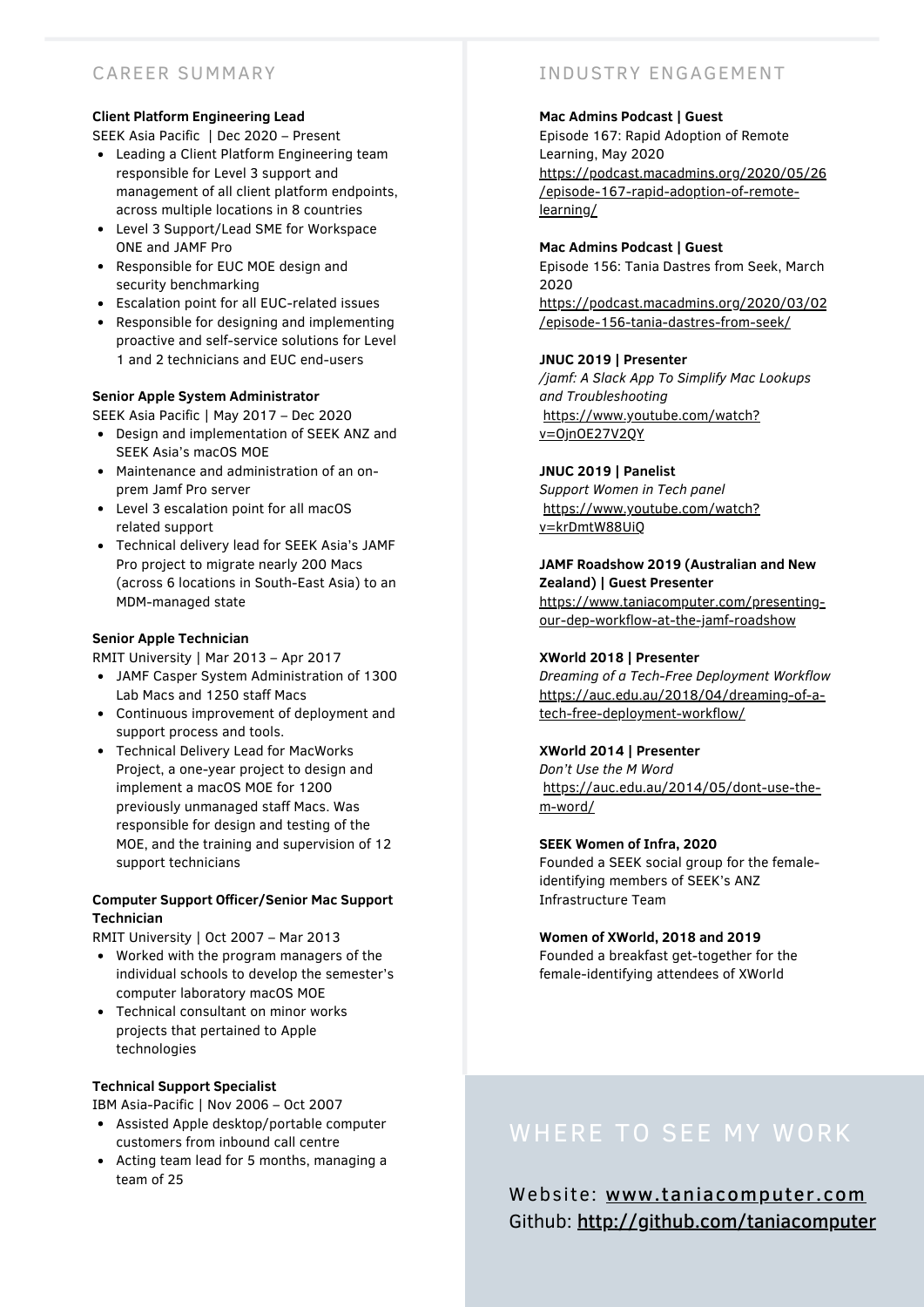## CAREER SUMMARY

**Client Platform Engineering Lead**
SEEK Asia Pacific | Dec 2020 – Present

- Leading a Client Platform Engineering team responsible for Level 3 support and management of all client platform endpoints, across multiple locations in 8 countries
- Level 3 Support/Lead SME for Workspace ONE and JAMF Pro
- Responsible for EUC MOE design and security benchmarking
- Escalation point for all EUC-related issues
- Responsible for designing and implementing proactive and self-service solutions for Level 1 and 2 technicians and EUC end-users

**Senior Apple System Administrator**
SEEK Asia Pacific | May 2017 – Dec 2020

- Design and implementation of SEEK ANZ and SEEK Asia's macOS MOE
- Maintenance and administration of an on-prem Jamf Pro server
- Level 3 escalation point for all macOS related support
- Technical delivery lead for SEEK Asia's JAMF Pro project to migrate nearly 200 Macs (across 6 locations in South-East Asia) to an MDM-managed state

**Senior Apple Technician**
RMIT University | Mar 2013 – Apr 2017

- JAMF Casper System Administration of 1300 Lab Macs and 1250 staff Macs
- Continuous improvement of deployment and support process and tools.
- Technical Delivery Lead for MacWorks Project, a one-year project to design and implement a macOS MOE for 1200 previously unmanaged staff Macs. Was responsible for design and testing of the MOE, and the training and supervision of 12 support technicians

**Computer Support Officer/Senior Mac Support Technician**
RMIT University | Oct 2007 – Mar 2013

- Worked with the program managers of the individual schools to develop the semester's computer laboratory macOS MOE
- Technical consultant on minor works projects that pertained to Apple technologies

**Technical Support Specialist**
IBM Asia-Pacific | Nov 2006 – Oct 2007

- Assisted Apple desktop/portable computer customers from inbound call centre
- Acting team lead for 5 months, managing a team of 25

## INDUSTRY ENGAGEMENT

**Mac Admins Podcast | Guest**
Episode 167: Rapid Adoption of Remote Learning, May 2020
https://podcast.macadmins.org/2020/05/26/episode-167-rapid-adoption-of-remote-learning/

**Mac Admins Podcast | Guest**
Episode 156: Tania Dastres from Seek, March 2020
https://podcast.macadmins.org/2020/03/02/episode-156-tania-dastres-from-seek/

**JNUC 2019 | Presenter**
*/jamf: A Slack App To Simplify Mac Lookups and Troubleshooting*
https://www.youtube.com/watch?v=OjnOE27V2QY

**JNUC 2019 | Panelist**
*Support Women in Tech panel*
https://www.youtube.com/watch?v=krDmtW88UiQ

**JAMF Roadshow 2019 (Australian and New Zealand) | Guest Presenter**
https://www.taniacomputer.com/presenting-our-dep-workflow-at-the-jamf-roadshow

**XWorld 2018 | Presenter**
*Dreaming of a Tech-Free Deployment Workflow*
https://auc.edu.au/2018/04/dreaming-of-a-tech-free-deployment-workflow/

**XWorld 2014 | Presenter**
*Don't Use the M Word*
https://auc.edu.au/2014/05/dont-use-the-m-word/

**SEEK Women of Infra, 2020**
Founded a SEEK social group for the female-identifying members of SEEK's ANZ Infrastructure Team

**Women of XWorld, 2018 and 2019**
Founded a breakfast get-together for the female-identifying attendees of XWorld

## WHERE TO SEE MY WORK

Website: www.taniacomputer.com
Github: http://github.com/taniacomputer